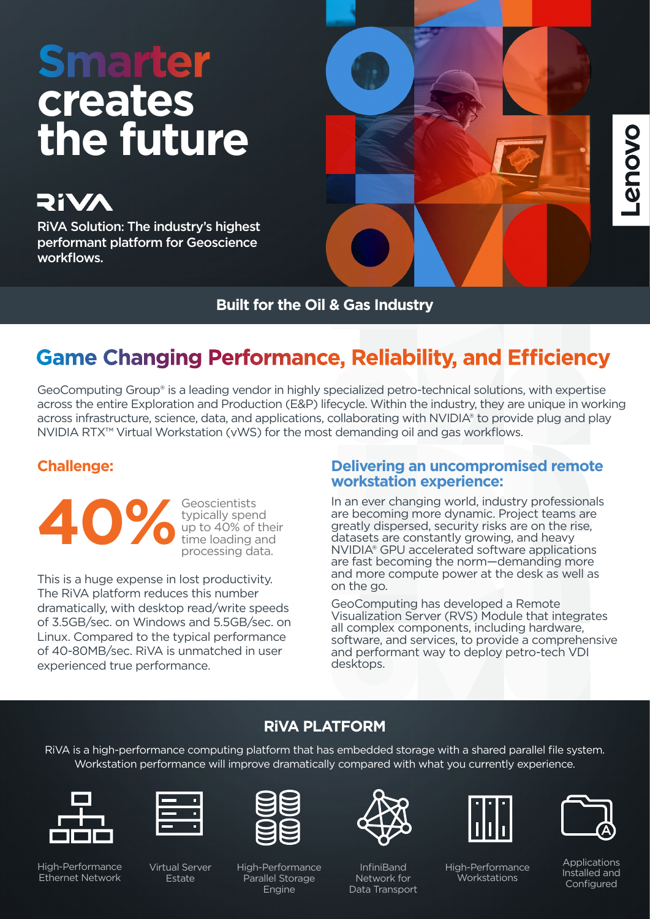# Smarter creates the future

RiVA

RiVA Solution: The industry's highest performant platform for Geoscience workflows.

Lenovo

**Built for the Oil & Gas Industry**

## Game Changing Performance, Reliability, and Efficiency

GeoComputing Group® is a leading vendor in highly specialized petro-technical solutions, with expertise across the entire Exploration and Production (E&P) lifecycle. Within the industry, they are unique in working across infrastructure, science, data, and applications, collaborating with NVIDIA® to provide plug and play NVIDIA RTX™ Virtual Workstation (vWS) for the most demanding oil and gas workflows.

### Challenge:

**40%** Geoscientists typically spend up to 40% of their time loading and processing data.

This is a huge expense in lost productivity. The RiVA platform reduces this number dramatically, with desktop read/write speeds of 3.5GB/sec. on Windows and 5.5GB/sec. on Linux. Compared to the typical performance of 40-80MB/sec. RiVA is unmatched in user experienced true performance.

### Delivering an uncompromised remote workstation experience:

In an ever changing world, industry professionals are becoming more dynamic. Project teams are greatly dispersed, security risks are on the rise, datasets are constantly growing, and heavy NVIDIA® GPU accelerated software applications are fast becoming the norm—demanding more and more compute power at the desk as well as on the go.

GeoComputing has developed a Remote Visualization Server (RVS) Module that integrates all complex components, including hardware, software, and services, to provide a comprehensive and performant way to deploy petro-tech VDI desktops.

## RiVA PLATFORM

RiVA is a high-performance computing platform that has embedded storage with a shared parallel file system. Workstation performance will improve dramatically compared with what you currently experience.

- High-Performance Ethernet Network
- Virtual Server Estate
- High-Performance Parallel Storage Engine
- InfiniBand Network for Data Transport
- High-Performance Workstations
- Applications Installed and Configured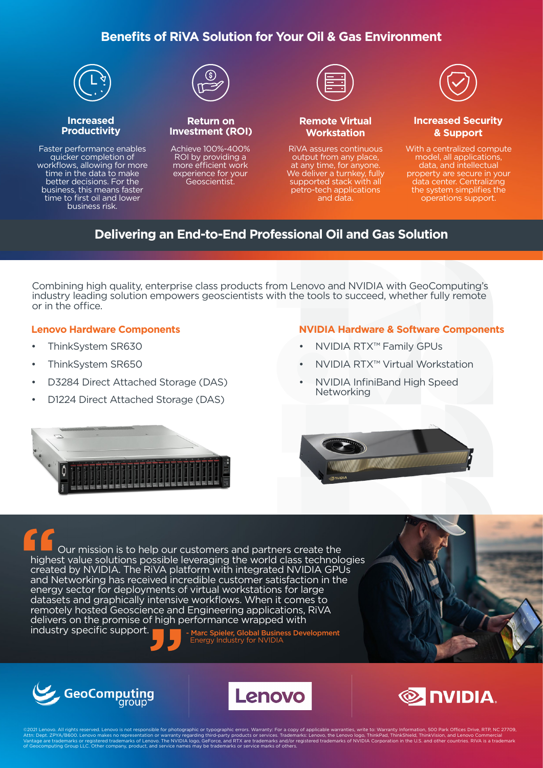# Benefits of RiVA Solution for Your Oil & Gas Environment

### Increased Productivity

Faster performance enables quicker completion of workflows, allowing for more time in the data to make better decisions. For the business, this means faster time to first oil and lower business risk.

### Return on Investment (ROI)

Achieve 100%-400% ROI by providing a more efficient work experience for your Geoscientist.

### Remote Virtual Workstation

RiVA assures continuous output from any place, at any time, for anyone. We deliver a turnkey, fully supported stack with all petro-tech applications and data.

### Increased Security & Support

With a centralized compute model, all applications, data, and intellectual property are secure in your data center. Centralizing the system simplifies the operations support.

## Delivering an End-to-End Professional Oil and Gas Solution

Combining high quality, enterprise class products from Lenovo and NVIDIA with GeoComputing's industry leading solution empowers geoscientists with the tools to succeed, whether fully remote or in the office.

### Lenovo Hardware Components

- ThinkSystem SR630
- ThinkSystem SR650
- D3284 Direct Attached Storage (DAS)
- D1224 Direct Attached Storage (DAS)

### NVIDIA Hardware & Software Components

- NVIDIA RTX™ Family GPUs
- NVIDIA RTX™ Virtual Workstation
- NVIDIA InfiniBand High Speed Networking

> Our mission is to help our customers and partners create the highest value solutions possible leveraging the world class technologies created by NVIDIA. The RiVA platform with integrated NVIDIA GPUs and Networking has received incredible customer satisfaction in the energy sector for deployments of virtual workstations for large datasets and graphically intensive workflows. When it comes to remotely hosted Geoscience and Engineering applications, RiVA delivers on the promise of high performance wrapped with industry specific support.
>
> **- Marc Spieler, Global Business Development** Energy Industry for NVIDIA

GeoComputing group | Lenovo | NVIDIA

©2021 Lenovo. All rights reserved. Lenovo is not responsible for photographic or typographic errors. Warranty: For a copy of applicable warranties, write to: Warranty Information, 500 Park Offices Drive, RTP, NC 27709, Attn: Dept. ZPYA/B600. Lenovo makes no representation or warranty regarding third-party products or services. Trademarks: Lenovo, the Lenovo logo, ThinkPad, ThinkShield, ThinkVision, and Lenovo Commercial Vantage are trademarks or registered trademarks of Lenovo. The NVIDIA logo, GeForce, and RTX are trademarks and/or registered trademarks of NVIDIA Corporation in the U.S. and other countries. RIVA is a trademark of Geocomputing Group LLC. Other company, product, and service names may be trademarks or service marks of others.